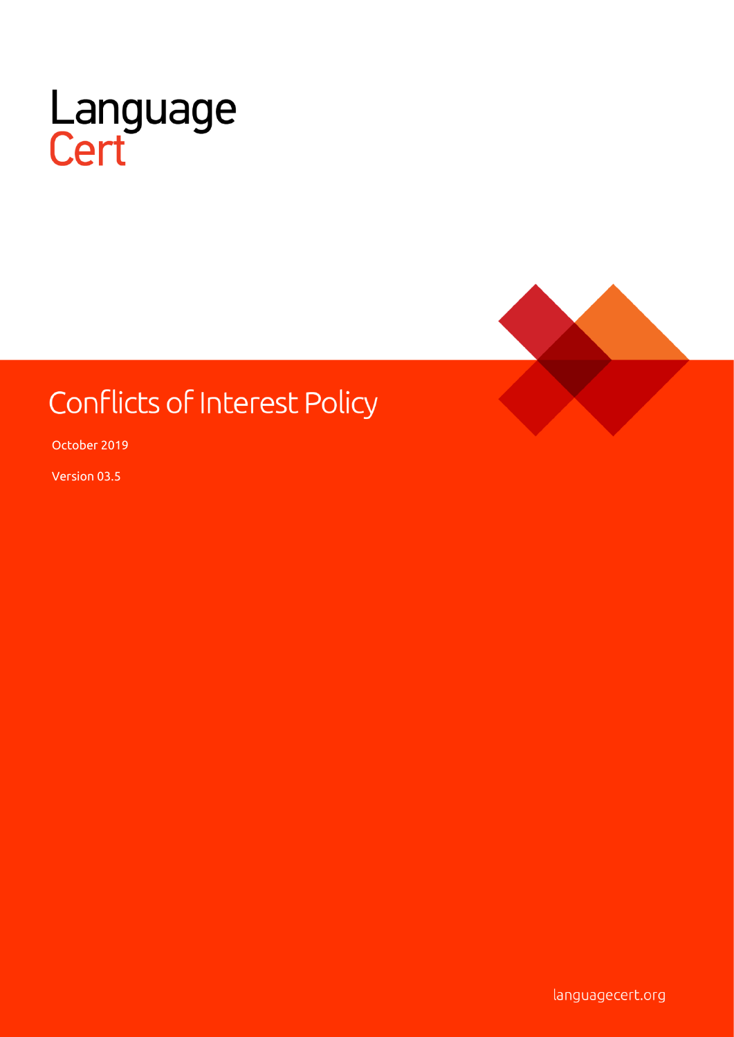LanguageCert

# Conflicts of Interest Policy

October 2019

Version 03.5

languagecert.org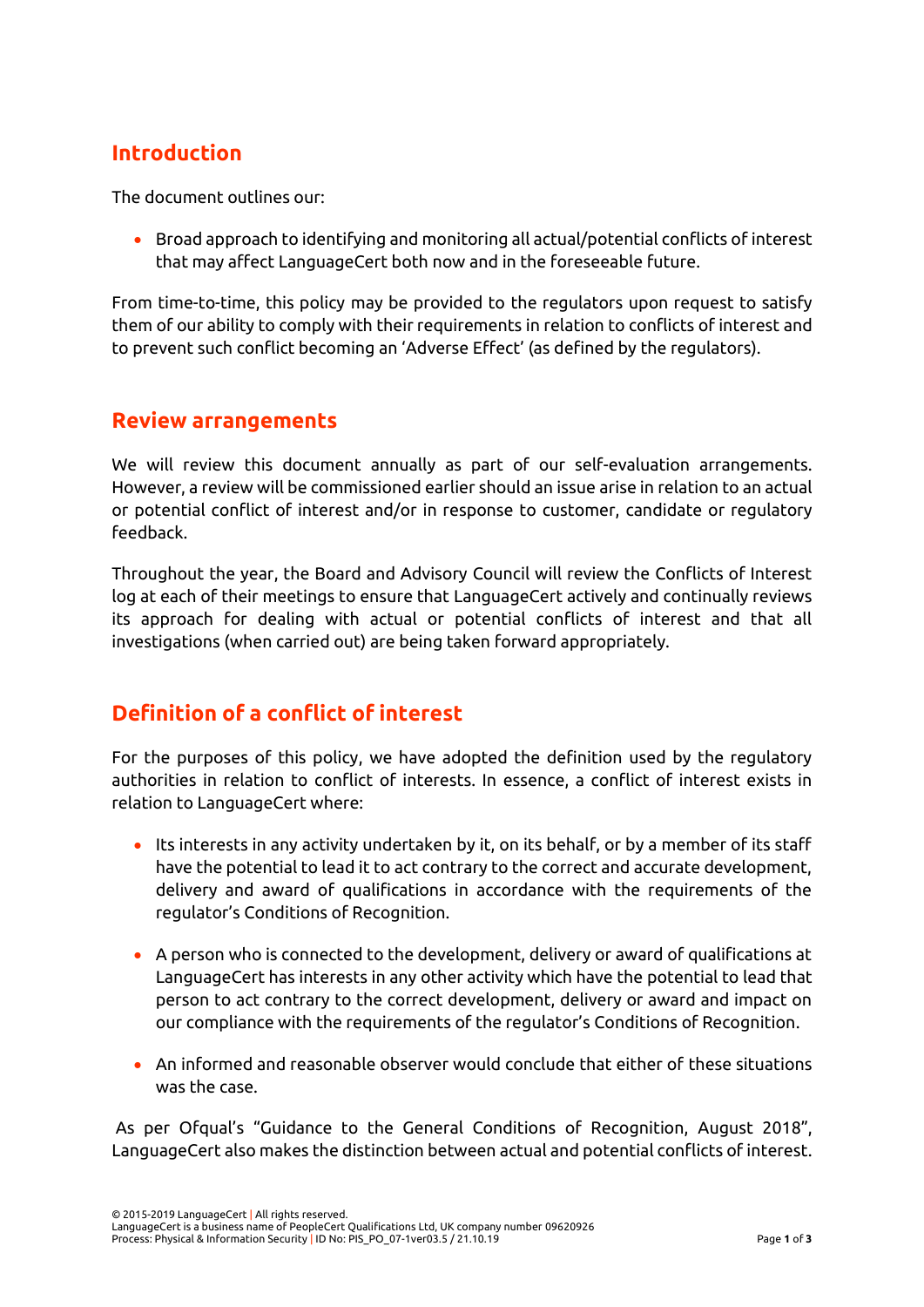## Introduction

The document outlines our:

- Broad approach to identifying and monitoring all actual/potential conflicts of interest that may affect LanguageCert both now and in the foreseeable future.

From time-to-time, this policy may be provided to the regulators upon request to satisfy them of our ability to comply with their requirements in relation to conflicts of interest and to prevent such conflict becoming an 'Adverse Effect' (as defined by the regulators).

## Review arrangements

We will review this document annually as part of our self-evaluation arrangements. However, a review will be commissioned earlier should an issue arise in relation to an actual or potential conflict of interest and/or in response to customer, candidate or regulatory feedback.

Throughout the year, the Board and Advisory Council will review the Conflicts of Interest log at each of their meetings to ensure that LanguageCert actively and continually reviews its approach for dealing with actual or potential conflicts of interest and that all investigations (when carried out) are being taken forward appropriately.

## Definition of a conflict of interest

For the purposes of this policy, we have adopted the definition used by the regulatory authorities in relation to conflict of interests. In essence, a conflict of interest exists in relation to LanguageCert where:

- Its interests in any activity undertaken by it, on its behalf, or by a member of its staff have the potential to lead it to act contrary to the correct and accurate development, delivery and award of qualifications in accordance with the requirements of the regulator's Conditions of Recognition.

- A person who is connected to the development, delivery or award of qualifications at LanguageCert has interests in any other activity which have the potential to lead that person to act contrary to the correct development, delivery or award and impact on our compliance with the requirements of the regulator's Conditions of Recognition.

- An informed and reasonable observer would conclude that either of these situations was the case.

As per Ofqual's "Guidance to the General Conditions of Recognition, August 2018", LanguageCert also makes the distinction between actual and potential conflicts of interest.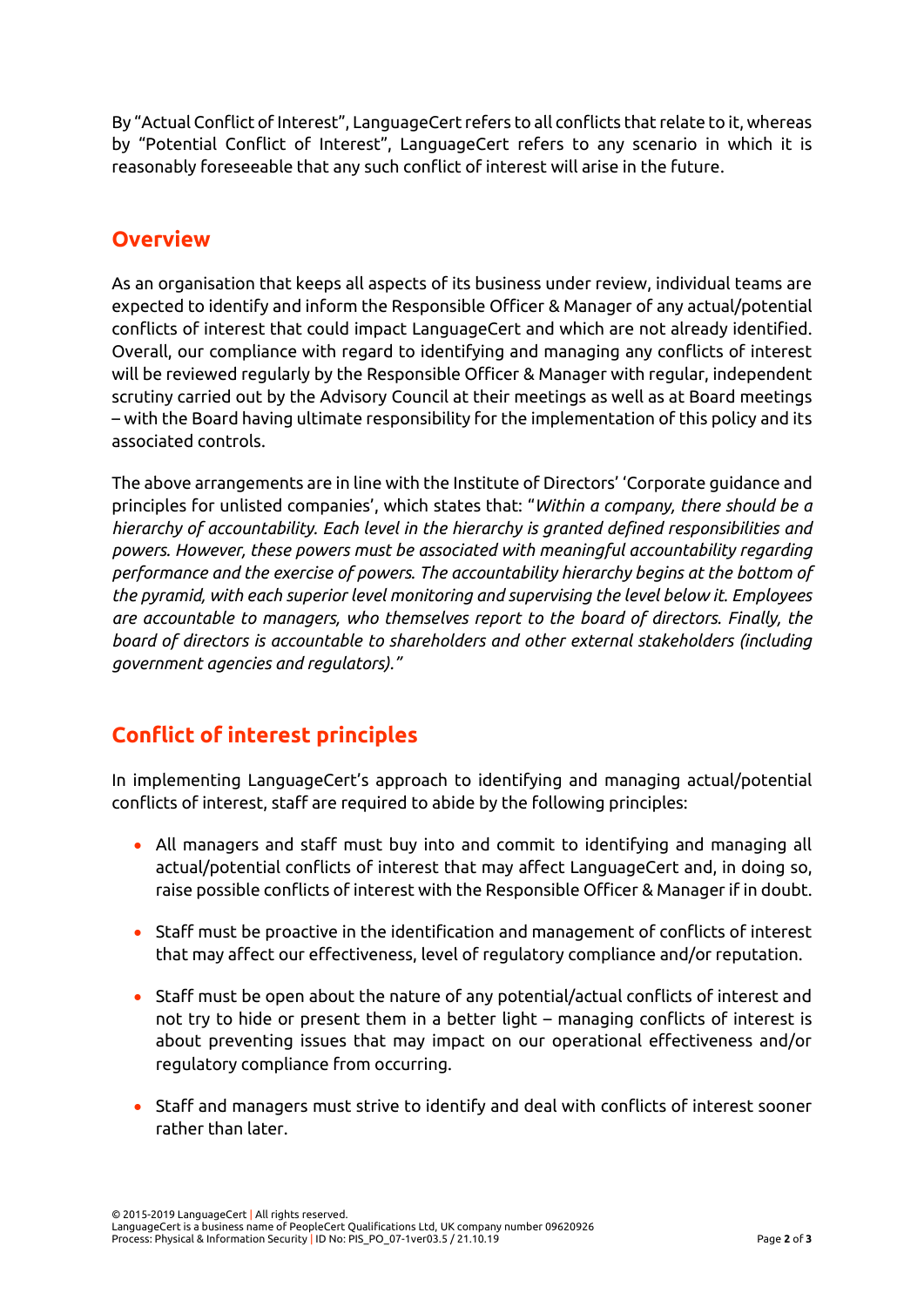By "Actual Conflict of Interest", LanguageCert refers to all conflicts that relate to it, whereas by "Potential Conflict of Interest", LanguageCert refers to any scenario in which it is reasonably foreseeable that any such conflict of interest will arise in the future.

## Overview

As an organisation that keeps all aspects of its business under review, individual teams are expected to identify and inform the Responsible Officer & Manager of any actual/potential conflicts of interest that could impact LanguageCert and which are not already identified. Overall, our compliance with regard to identifying and managing any conflicts of interest will be reviewed regularly by the Responsible Officer & Manager with regular, independent scrutiny carried out by the Advisory Council at their meetings as well as at Board meetings – with the Board having ultimate responsibility for the implementation of this policy and its associated controls.

The above arrangements are in line with the Institute of Directors' 'Corporate guidance and principles for unlisted companies', which states that: "*Within a company, there should be a hierarchy of accountability. Each level in the hierarchy is granted defined responsibilities and powers. However, these powers must be associated with meaningful accountability regarding performance and the exercise of powers. The accountability hierarchy begins at the bottom of the pyramid, with each superior level monitoring and supervising the level below it. Employees are accountable to managers, who themselves report to the board of directors. Finally, the board of directors is accountable to shareholders and other external stakeholders (including government agencies and regulators).*"

## Conflict of interest principles

In implementing LanguageCert's approach to identifying and managing actual/potential conflicts of interest, staff are required to abide by the following principles:

- All managers and staff must buy into and commit to identifying and managing all actual/potential conflicts of interest that may affect LanguageCert and, in doing so, raise possible conflicts of interest with the Responsible Officer & Manager if in doubt.
- Staff must be proactive in the identification and management of conflicts of interest that may affect our effectiveness, level of regulatory compliance and/or reputation.
- Staff must be open about the nature of any potential/actual conflicts of interest and not try to hide or present them in a better light – managing conflicts of interest is about preventing issues that may impact on our operational effectiveness and/or regulatory compliance from occurring.
- Staff and managers must strive to identify and deal with conflicts of interest sooner rather than later.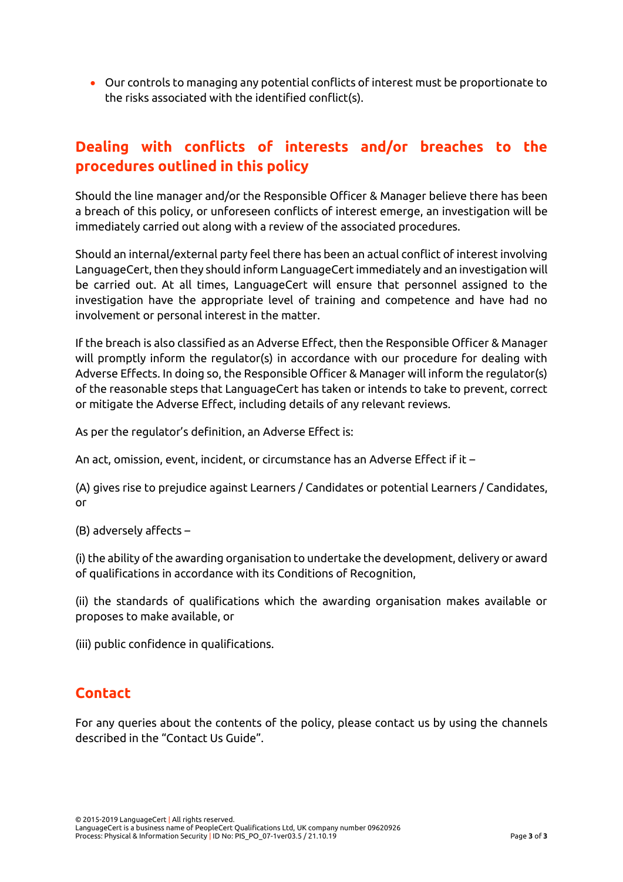- Our controls to managing any potential conflicts of interest must be proportionate to the risks associated with the identified conflict(s).

## Dealing with conflicts of interests and/or breaches to the procedures outlined in this policy

Should the line manager and/or the Responsible Officer & Manager believe there has been a breach of this policy, or unforeseen conflicts of interest emerge, an investigation will be immediately carried out along with a review of the associated procedures.

Should an internal/external party feel there has been an actual conflict of interest involving LanguageCert, then they should inform LanguageCert immediately and an investigation will be carried out. At all times, LanguageCert will ensure that personnel assigned to the investigation have the appropriate level of training and competence and have had no involvement or personal interest in the matter.

If the breach is also classified as an Adverse Effect, then the Responsible Officer & Manager will promptly inform the regulator(s) in accordance with our procedure for dealing with Adverse Effects. In doing so, the Responsible Officer & Manager will inform the regulator(s) of the reasonable steps that LanguageCert has taken or intends to take to prevent, correct or mitigate the Adverse Effect, including details of any relevant reviews.

As per the regulator's definition, an Adverse Effect is:

An act, omission, event, incident, or circumstance has an Adverse Effect if it –

(A) gives rise to prejudice against Learners / Candidates or potential Learners / Candidates, or

(B) adversely affects –

(i) the ability of the awarding organisation to undertake the development, delivery or award of qualifications in accordance with its Conditions of Recognition,

(ii) the standards of qualifications which the awarding organisation makes available or proposes to make available, or

(iii) public confidence in qualifications.

## Contact

For any queries about the contents of the policy, please contact us by using the channels described in the "Contact Us Guide".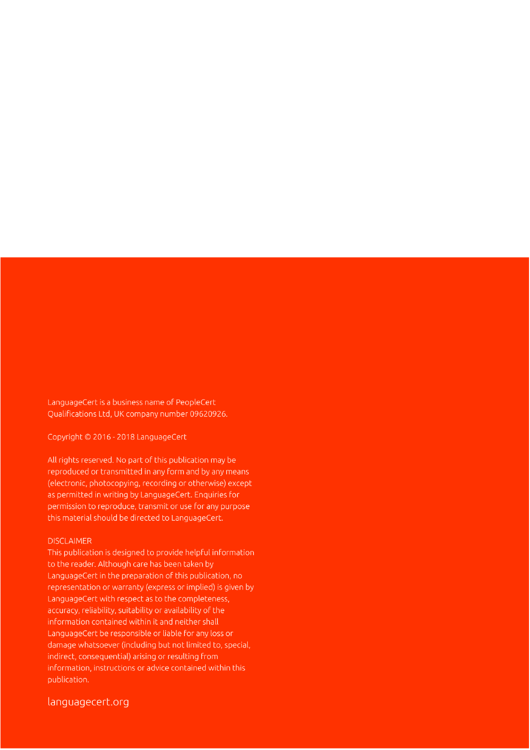LanguageCert is a business name of PeopleCert Qualifications Ltd, UK company number 09620926.

Copyright © 2016 - 2018 LanguageCert

All rights reserved. No part of this publication may be reproduced or transmitted in any form and by any means (electronic, photocopying, recording or otherwise) except as permitted in writing by LanguageCert. Enquiries for permission to reproduce, transmit or use for any purpose this material should be directed to LanguageCert.

DISCLAIMER

This publication is designed to provide helpful information to the reader. Although care has been taken by LanguageCert in the preparation of this publication, no representation or warranty (express or implied) is given by LanguageCert with respect as to the completeness, accuracy, reliability, suitability or availability of the information contained within it and neither shall LanguageCert be responsible or liable for any loss or damage whatsoever (including but not limited to, special, indirect, consequential) arising or resulting from information, instructions or advice contained within this publication.

languagecert.org